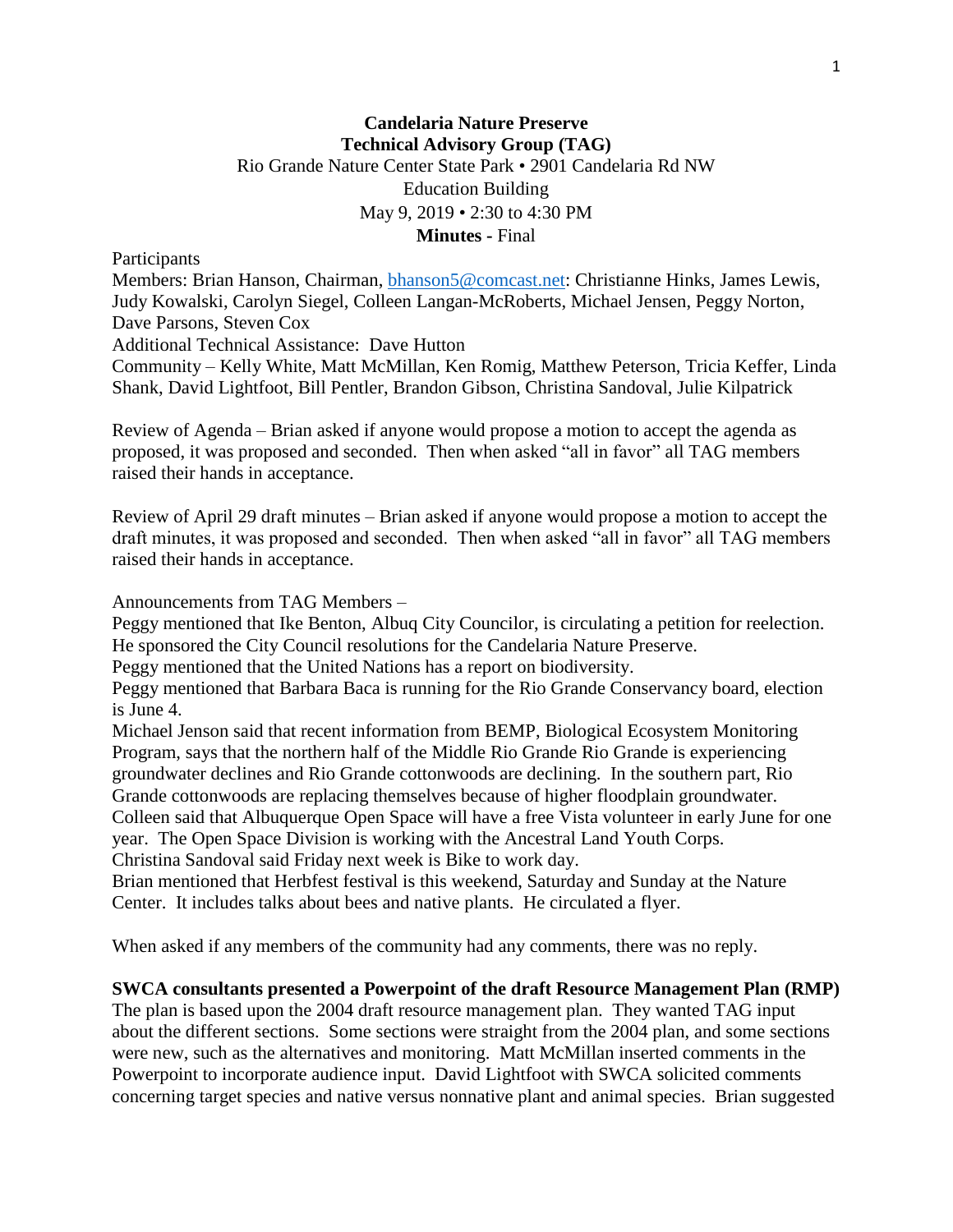**Candelaria Nature Preserve**
**Technical Advisory Group (TAG)**
Rio Grande Nature Center State Park • 2901 Candelaria Rd NW
Education Building
May 9, 2019 • 2:30 to 4:30 PM
**Minutes** - Final

Participants

Members: Brian Hanson, Chairman, bhanson5@comcast.net: Christianne Hinks, James Lewis, Judy Kowalski, Carolyn Siegel, Colleen Langan-McRoberts, Michael Jensen, Peggy Norton, Dave Parsons, Steven Cox

Additional Technical Assistance: Dave Hutton

Community – Kelly White, Matt McMillan, Ken Romig, Matthew Peterson, Tricia Keffer, Linda Shank, David Lightfoot, Bill Pentler, Brandon Gibson, Christina Sandoval, Julie Kilpatrick

Review of Agenda – Brian asked if anyone would propose a motion to accept the agenda as proposed, it was proposed and seconded. Then when asked "all in favor" all TAG members raised their hands in acceptance.

Review of April 29 draft minutes – Brian asked if anyone would propose a motion to accept the draft minutes, it was proposed and seconded. Then when asked "all in favor" all TAG members raised their hands in acceptance.

Announcements from TAG Members –

Peggy mentioned that Ike Benton, Albuq City Councilor, is circulating a petition for reelection. He sponsored the City Council resolutions for the Candelaria Nature Preserve.

Peggy mentioned that the United Nations has a report on biodiversity.

Peggy mentioned that Barbara Baca is running for the Rio Grande Conservancy board, election is June 4.

Michael Jenson said that recent information from BEMP, Biological Ecosystem Monitoring Program, says that the northern half of the Middle Rio Grande Rio Grande is experiencing groundwater declines and Rio Grande cottonwoods are declining. In the southern part, Rio Grande cottonwoods are replacing themselves because of higher floodplain groundwater.

Colleen said that Albuquerque Open Space will have a free Vista volunteer in early June for one year. The Open Space Division is working with the Ancestral Land Youth Corps.

Christina Sandoval said Friday next week is Bike to work day.

Brian mentioned that Herbfest festival is this weekend, Saturday and Sunday at the Nature Center. It includes talks about bees and native plants. He circulated a flyer.

When asked if any members of the community had any comments, there was no reply.

**SWCA consultants presented a Powerpoint of the draft Resource Management Plan (RMP)**

The plan is based upon the 2004 draft resource management plan. They wanted TAG input about the different sections. Some sections were straight from the 2004 plan, and some sections were new, such as the alternatives and monitoring. Matt McMillan inserted comments in the Powerpoint to incorporate audience input. David Lightfoot with SWCA solicited comments concerning target species and native versus nonnative plant and animal species. Brian suggested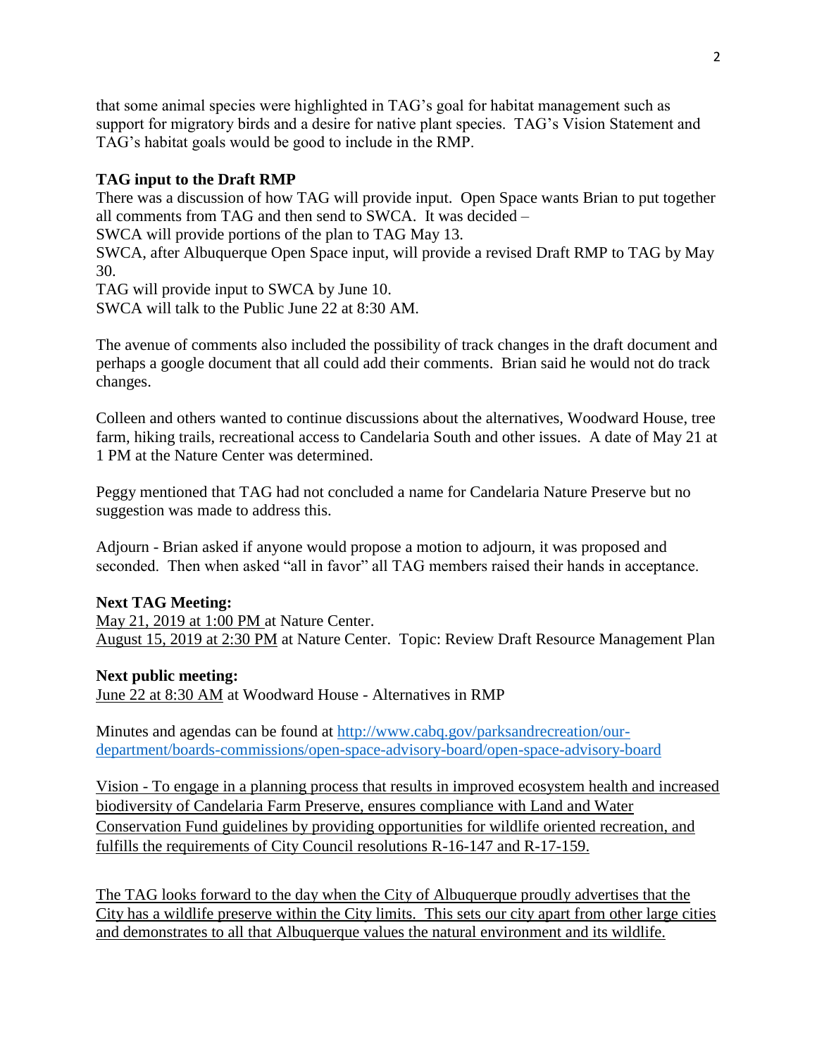that some animal species were highlighted in TAG's goal for habitat management such as support for migratory birds and a desire for native plant species. TAG's Vision Statement and TAG's habitat goals would be good to include in the RMP.

**TAG input to the Draft RMP**

There was a discussion of how TAG will provide input. Open Space wants Brian to put together all comments from TAG and then send to SWCA. It was decided –

SWCA will provide portions of the plan to TAG May 13.

SWCA, after Albuquerque Open Space input, will provide a revised Draft RMP to TAG by May 30.

TAG will provide input to SWCA by June 10.

SWCA will talk to the Public June 22 at 8:30 AM.

The avenue of comments also included the possibility of track changes in the draft document and perhaps a google document that all could add their comments. Brian said he would not do track changes.

Colleen and others wanted to continue discussions about the alternatives, Woodward House, tree farm, hiking trails, recreational access to Candelaria South and other issues. A date of May 21 at 1 PM at the Nature Center was determined.

Peggy mentioned that TAG had not concluded a name for Candelaria Nature Preserve but no suggestion was made to address this.

Adjourn - Brian asked if anyone would propose a motion to adjourn, it was proposed and seconded. Then when asked "all in favor" all TAG members raised their hands in acceptance.

**Next TAG Meeting:**

May 21, 2019 at 1:00 PM at Nature Center.

August 15, 2019 at 2:30 PM at Nature Center. Topic: Review Draft Resource Management Plan

**Next public meeting:**

June 22 at 8:30 AM at Woodward House - Alternatives in RMP

Minutes and agendas can be found at http://www.cabq.gov/parksandrecreation/our-department/boards-commissions/open-space-advisory-board/open-space-advisory-board

Vision - To engage in a planning process that results in improved ecosystem health and increased biodiversity of Candelaria Farm Preserve, ensures compliance with Land and Water Conservation Fund guidelines by providing opportunities for wildlife oriented recreation, and fulfills the requirements of City Council resolutions R-16-147 and R-17-159.

The TAG looks forward to the day when the City of Albuquerque proudly advertises that the City has a wildlife preserve within the City limits. This sets our city apart from other large cities and demonstrates to all that Albuquerque values the natural environment and its wildlife.